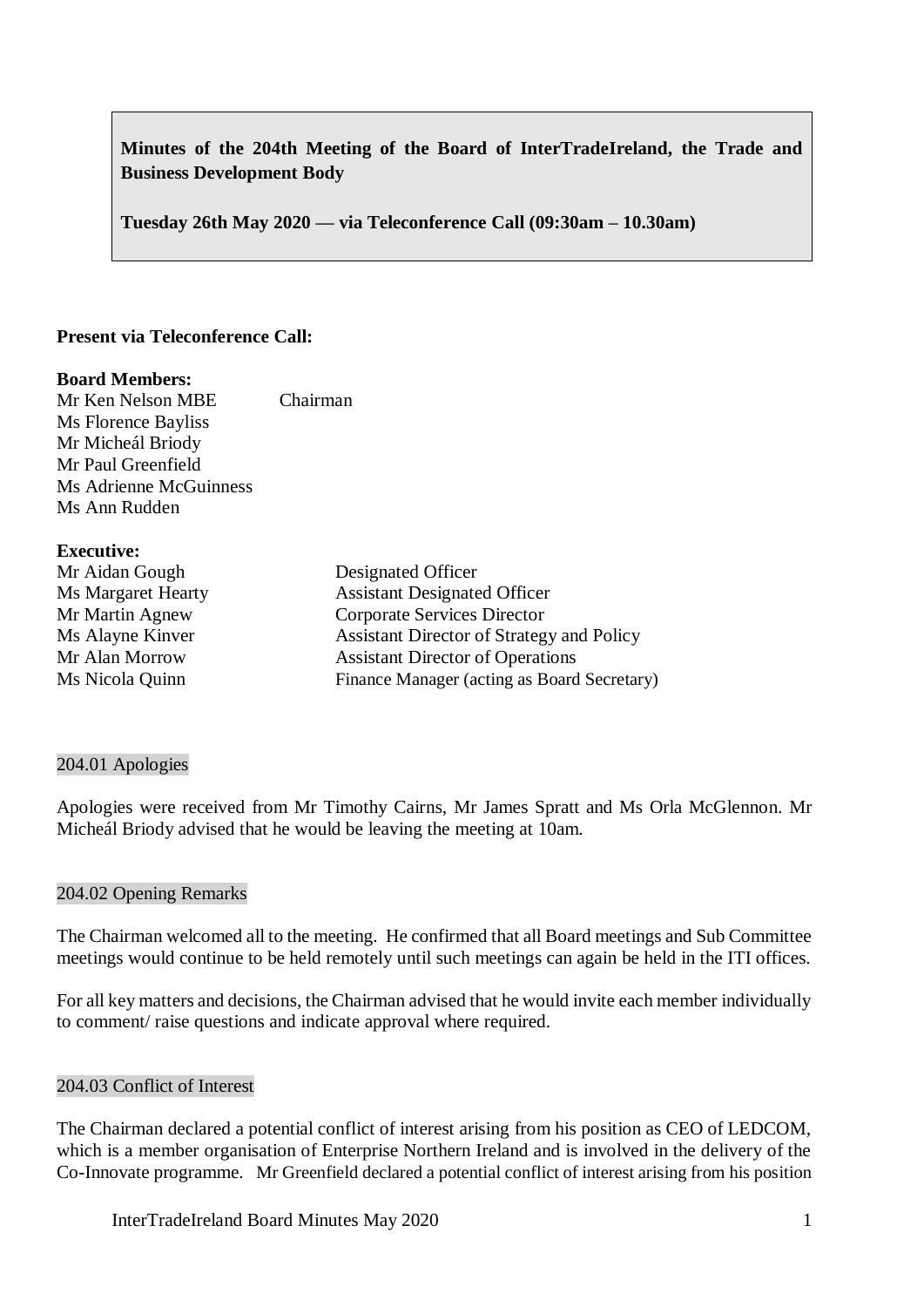**Minutes of the 204th Meeting of the Board of InterTradeIreland, the Trade and Business Development Body**

**Tuesday 26th May 2020 — via Teleconference Call (09:30am – 10.30am)**

**Present via Teleconference Call:**

**Board Members:**

| | |
|---|---|
| Mr Ken Nelson MBE | Chairman |
| Ms Florence Bayliss | |
| Mr Micheál Briody | |
| Mr Paul Greenfield | |
| Ms Adrienne McGuinness | |
| Ms Ann Rudden | |

**Executive:**

| | |
|---|---|
| Mr Aidan Gough | Designated Officer |
| Ms Margaret Hearty | Assistant Designated Officer |
| Mr Martin Agnew | Corporate Services Director |
| Ms Alayne Kinver | Assistant Director of Strategy and Policy |
| Mr Alan Morrow | Assistant Director of Operations |
| Ms Nicola Quinn | Finance Manager (acting as Board Secretary) |

## 204.01 Apologies

Apologies were received from Mr Timothy Cairns, Mr James Spratt and Ms Orla McGlennon. Mr Micheál Briody advised that he would be leaving the meeting at 10am.

## 204.02 Opening Remarks

The Chairman welcomed all to the meeting. He confirmed that all Board meetings and Sub Committee meetings would continue to be held remotely until such meetings can again be held in the ITI offices.

For all key matters and decisions, the Chairman advised that he would invite each member individually to comment/ raise questions and indicate approval where required.

## 204.03 Conflict of Interest

The Chairman declared a potential conflict of interest arising from his position as CEO of LEDCOM, which is a member organisation of Enterprise Northern Ireland and is involved in the delivery of the Co-Innovate programme. Mr Greenfield declared a potential conflict of interest arising from his position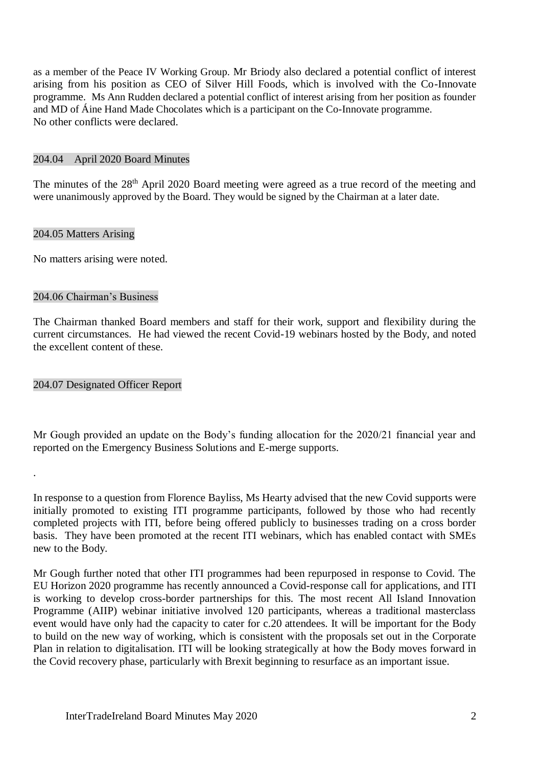as a member of the Peace IV Working Group. Mr Briody also declared a potential conflict of interest arising from his position as CEO of Silver Hill Foods, which is involved with the Co-Innovate programme. Ms Ann Rudden declared a potential conflict of interest arising from her position as founder and MD of Áine Hand Made Chocolates which is a participant on the Co-Innovate programme.
No other conflicts were declared.

## 204.04 April 2020 Board Minutes

The minutes of the 28th April 2020 Board meeting were agreed as a true record of the meeting and were unanimously approved by the Board. They would be signed by the Chairman at a later date.

## 204.05 Matters Arising

No matters arising were noted.

## 204.06 Chairman's Business

The Chairman thanked Board members and staff for their work, support and flexibility during the current circumstances. He had viewed the recent Covid-19 webinars hosted by the Body, and noted the excellent content of these.

## 204.07 Designated Officer Report

Mr Gough provided an update on the Body's funding allocation for the 2020/21 financial year and reported on the Emergency Business Solutions and E-merge supports.

.

In response to a question from Florence Bayliss, Ms Hearty advised that the new Covid supports were initially promoted to existing ITI programme participants, followed by those who had recently completed projects with ITI, before being offered publicly to businesses trading on a cross border basis. They have been promoted at the recent ITI webinars, which has enabled contact with SMEs new to the Body.

Mr Gough further noted that other ITI programmes had been repurposed in response to Covid. The EU Horizon 2020 programme has recently announced a Covid-response call for applications, and ITI is working to develop cross-border partnerships for this. The most recent All Island Innovation Programme (AIIP) webinar initiative involved 120 participants, whereas a traditional masterclass event would have only had the capacity to cater for c.20 attendees. It will be important for the Body to build on the new way of working, which is consistent with the proposals set out in the Corporate Plan in relation to digitalisation. ITI will be looking strategically at how the Body moves forward in the Covid recovery phase, particularly with Brexit beginning to resurface as an important issue.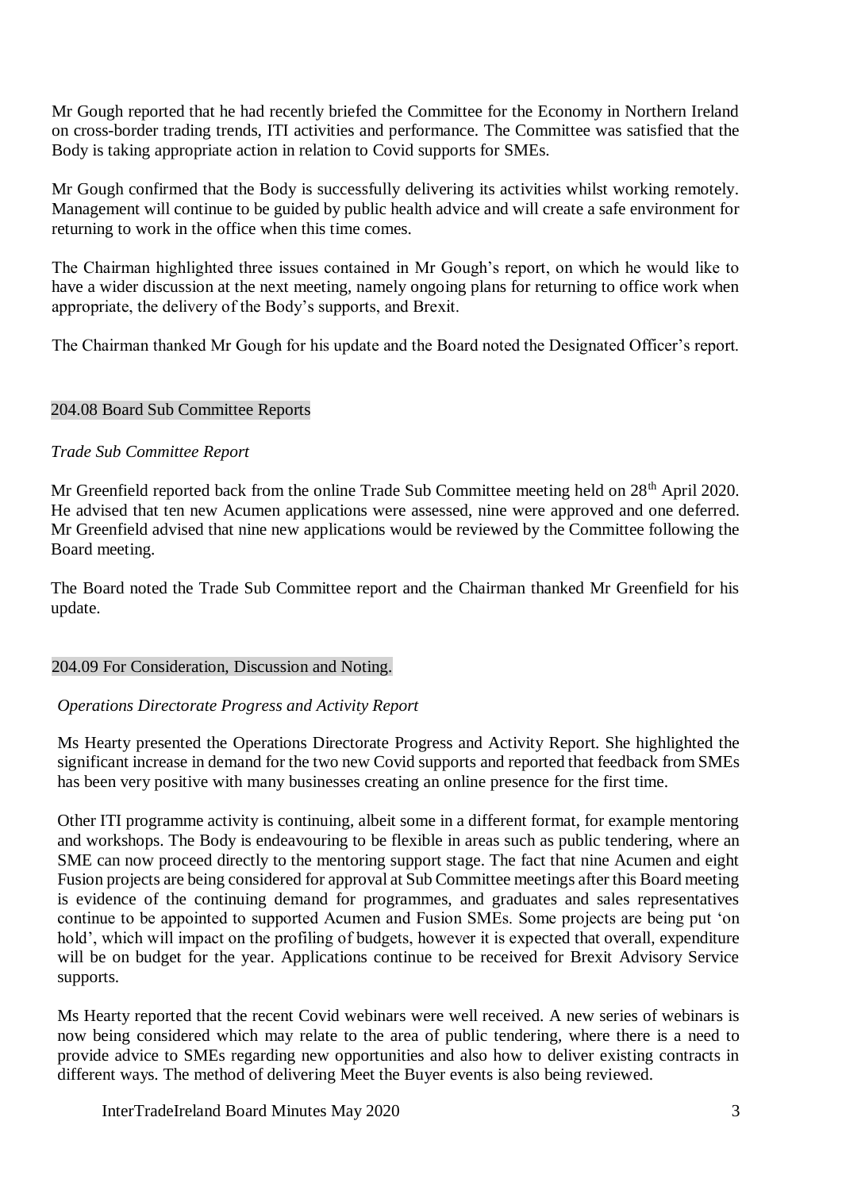Mr Gough reported that he had recently briefed the Committee for the Economy in Northern Ireland on cross-border trading trends, ITI activities and performance. The Committee was satisfied that the Body is taking appropriate action in relation to Covid supports for SMEs.

Mr Gough confirmed that the Body is successfully delivering its activities whilst working remotely. Management will continue to be guided by public health advice and will create a safe environment for returning to work in the office when this time comes.

The Chairman highlighted three issues contained in Mr Gough's report, on which he would like to have a wider discussion at the next meeting, namely ongoing plans for returning to office work when appropriate, the delivery of the Body's supports, and Brexit.

The Chairman thanked Mr Gough for his update and the Board noted the Designated Officer's report.

## 204.08 Board Sub Committee Reports

*Trade Sub Committee Report*

Mr Greenfield reported back from the online Trade Sub Committee meeting held on 28th April 2020. He advised that ten new Acumen applications were assessed, nine were approved and one deferred. Mr Greenfield advised that nine new applications would be reviewed by the Committee following the Board meeting.

The Board noted the Trade Sub Committee report and the Chairman thanked Mr Greenfield for his update.

## 204.09 For Consideration, Discussion and Noting.

*Operations Directorate Progress and Activity Report*

Ms Hearty presented the Operations Directorate Progress and Activity Report. She highlighted the significant increase in demand for the two new Covid supports and reported that feedback from SMEs has been very positive with many businesses creating an online presence for the first time.

Other ITI programme activity is continuing, albeit some in a different format, for example mentoring and workshops. The Body is endeavouring to be flexible in areas such as public tendering, where an SME can now proceed directly to the mentoring support stage. The fact that nine Acumen and eight Fusion projects are being considered for approval at Sub Committee meetings after this Board meeting is evidence of the continuing demand for programmes, and graduates and sales representatives continue to be appointed to supported Acumen and Fusion SMEs. Some projects are being put 'on hold', which will impact on the profiling of budgets, however it is expected that overall, expenditure will be on budget for the year. Applications continue to be received for Brexit Advisory Service supports.

Ms Hearty reported that the recent Covid webinars were well received. A new series of webinars is now being considered which may relate to the area of public tendering, where there is a need to provide advice to SMEs regarding new opportunities and also how to deliver existing contracts in different ways. The method of delivering Meet the Buyer events is also being reviewed.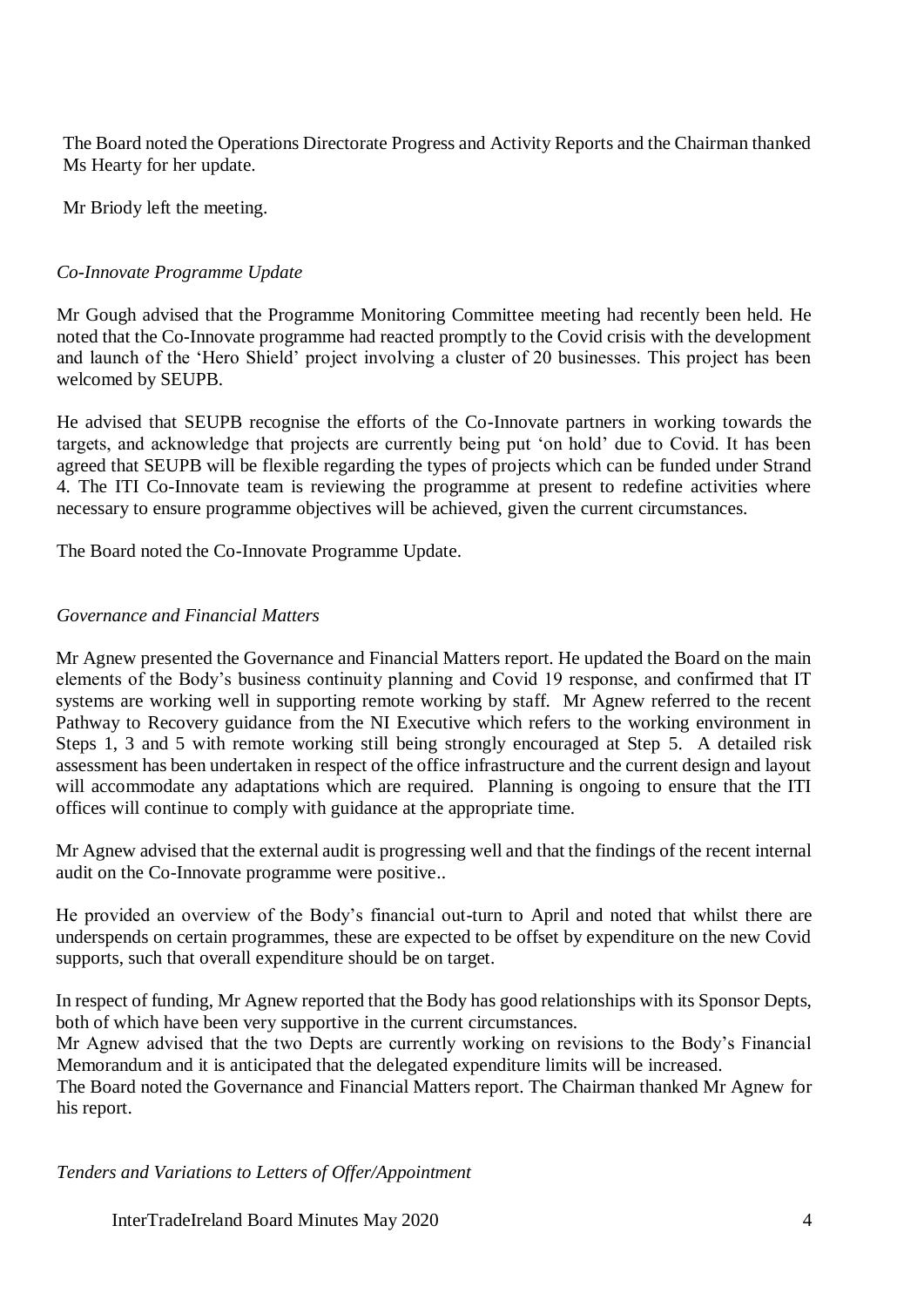The Board noted the Operations Directorate Progress and Activity Reports and the Chairman thanked Ms Hearty for her update.

Mr Briody left the meeting.

*Co-Innovate Programme Update*

Mr Gough advised that the Programme Monitoring Committee meeting had recently been held. He noted that the Co-Innovate programme had reacted promptly to the Covid crisis with the development and launch of the 'Hero Shield' project involving a cluster of 20 businesses. This project has been welcomed by SEUPB.

He advised that SEUPB recognise the efforts of the Co-Innovate partners in working towards the targets, and acknowledge that projects are currently being put 'on hold' due to Covid. It has been agreed that SEUPB will be flexible regarding the types of projects which can be funded under Strand 4. The ITI Co-Innovate team is reviewing the programme at present to redefine activities where necessary to ensure programme objectives will be achieved, given the current circumstances.

The Board noted the Co-Innovate Programme Update.

*Governance and Financial Matters*

Mr Agnew presented the Governance and Financial Matters report. He updated the Board on the main elements of the Body's business continuity planning and Covid 19 response, and confirmed that IT systems are working well in supporting remote working by staff. Mr Agnew referred to the recent Pathway to Recovery guidance from the NI Executive which refers to the working environment in Steps 1, 3 and 5 with remote working still being strongly encouraged at Step 5. A detailed risk assessment has been undertaken in respect of the office infrastructure and the current design and layout will accommodate any adaptations which are required. Planning is ongoing to ensure that the ITI offices will continue to comply with guidance at the appropriate time.

Mr Agnew advised that the external audit is progressing well and that the findings of the recent internal audit on the Co-Innovate programme were positive..

He provided an overview of the Body's financial out-turn to April and noted that whilst there are underspends on certain programmes, these are expected to be offset by expenditure on the new Covid supports, such that overall expenditure should be on target.

In respect of funding, Mr Agnew reported that the Body has good relationships with its Sponsor Depts, both of which have been very supportive in the current circumstances.
Mr Agnew advised that the two Depts are currently working on revisions to the Body's Financial Memorandum and it is anticipated that the delegated expenditure limits will be increased.
The Board noted the Governance and Financial Matters report. The Chairman thanked Mr Agnew for his report.

*Tenders and Variations to Letters of Offer/Appointment*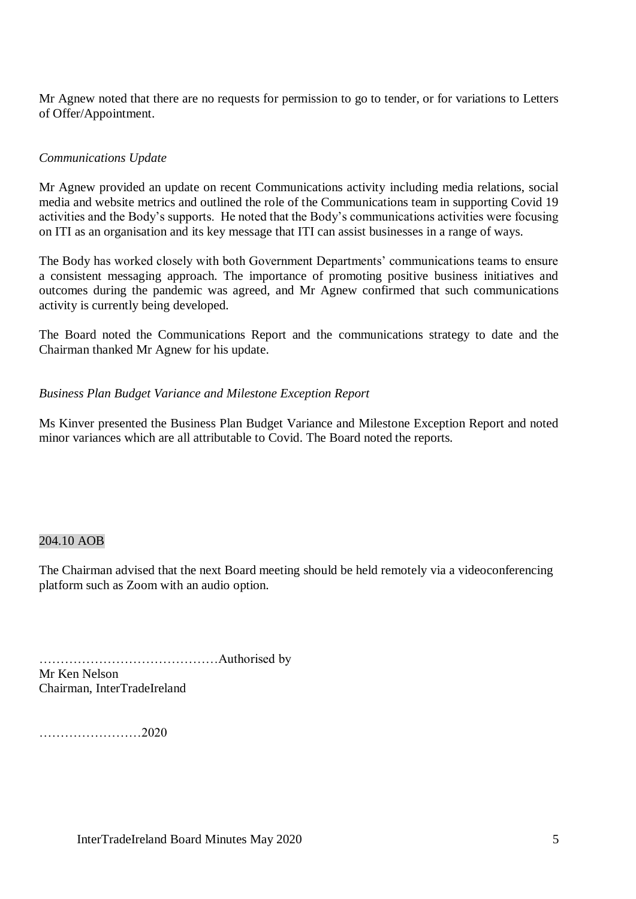Mr Agnew noted that there are no requests for permission to go to tender, or for variations to Letters of Offer/Appointment.

*Communications Update*

Mr Agnew provided an update on recent Communications activity including media relations, social media and website metrics and outlined the role of the Communications team in supporting Covid 19 activities and the Body's supports. He noted that the Body's communications activities were focusing on ITI as an organisation and its key message that ITI can assist businesses in a range of ways.

The Body has worked closely with both Government Departments' communications teams to ensure a consistent messaging approach. The importance of promoting positive business initiatives and outcomes during the pandemic was agreed, and Mr Agnew confirmed that such communications activity is currently being developed.

The Board noted the Communications Report and the communications strategy to date and the Chairman thanked Mr Agnew for his update.

*Business Plan Budget Variance and Milestone Exception Report*

Ms Kinver presented the Business Plan Budget Variance and Milestone Exception Report and noted minor variances which are all attributable to Covid. The Board noted the reports.

204.10 AOB

The Chairman advised that the next Board meeting should be held remotely via a videoconferencing platform such as Zoom with an audio option.

……………………………………Authorised by
Mr Ken Nelson
Chairman, InterTradeIreland

……………………2020